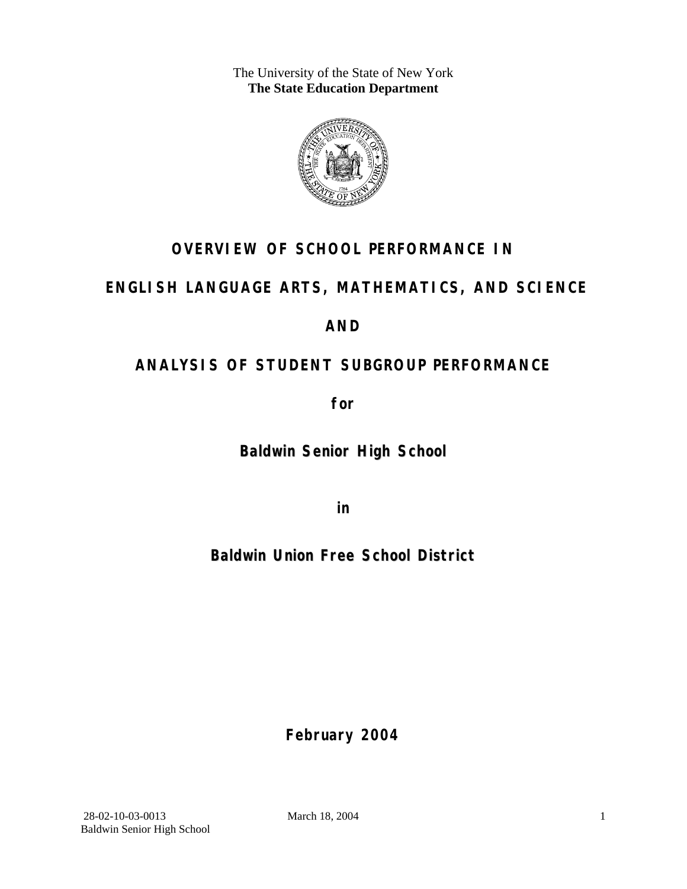The University of the State of New York
**The State Education Department**

# OVERVIEW OF SCHOOL PERFORMANCE IN

# ENGLISH LANGUAGE ARTS, MATHEMATICS, AND SCIENCE

# AND

# ANALYSIS OF STUDENT SUBGROUP PERFORMANCE

**for**

## Baldwin Senior High School

**in**

## Baldwin Union Free School District

**February 2004**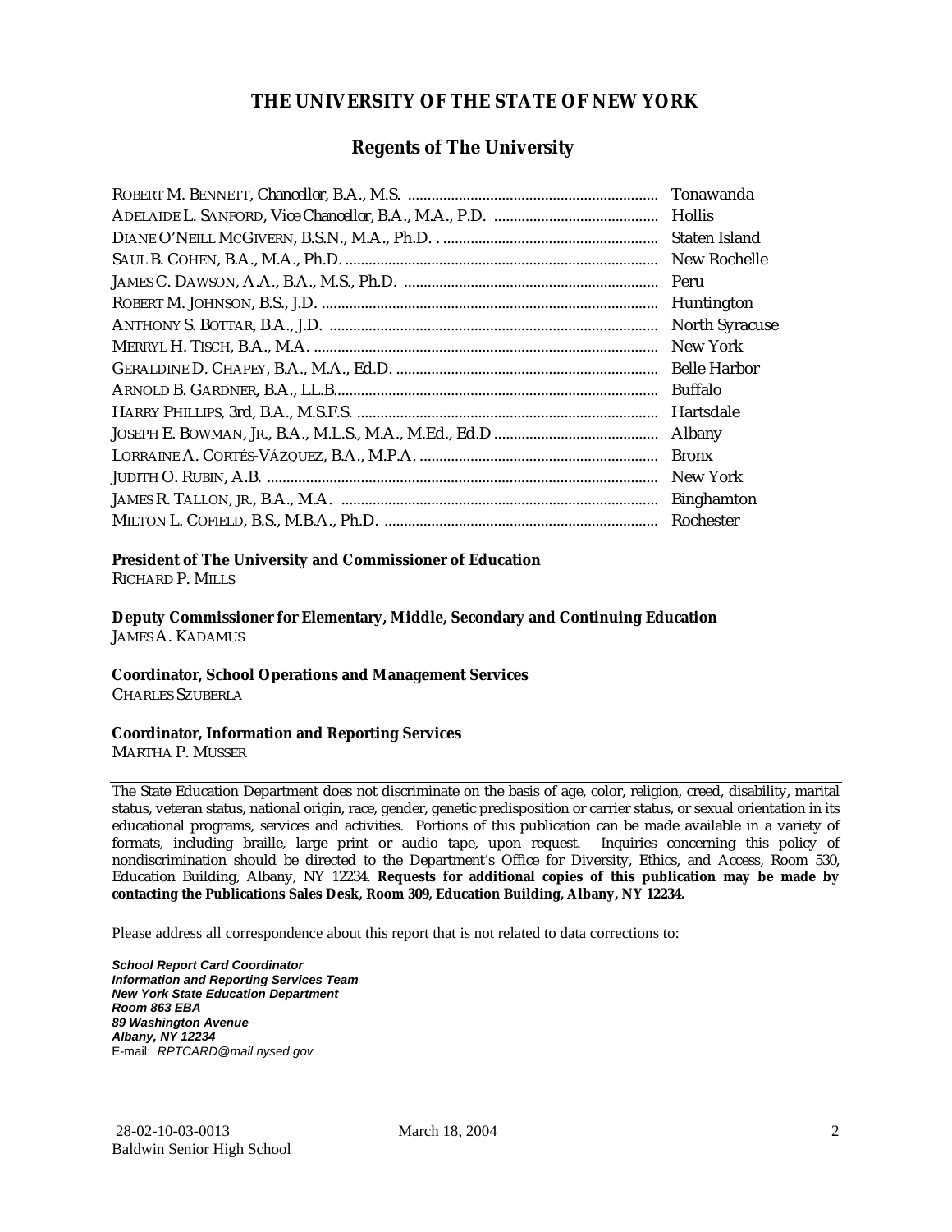# THE UNIVERSITY OF THE STATE OF NEW YORK

## Regents of The University

| | |
|---|---|
| ROBERT M. BENNETT, *Chancellor*, B.A., M.S. | Tonawanda |
| ADELAIDE L. SANFORD, *Vice Chancellor*, B.A., M.A., P.D. | Hollis |
| DIANE O'NEILL MCGIVERN, B.S.N., M.A., Ph.D. | Staten Island |
| SAUL B. COHEN, B.A., M.A., Ph.D. | New Rochelle |
| JAMES C. DAWSON, A.A., B.A., M.S., Ph.D. | Peru |
| ROBERT M. JOHNSON, B.S., J.D. | Huntington |
| ANTHONY S. BOTTAR, B.A., J.D. | North Syracuse |
| MERRYL H. TISCH, B.A., M.A. | New York |
| GERALDINE D. CHAPEY, B.A., M.A., Ed.D. | Belle Harbor |
| ARNOLD B. GARDNER, B.A., LL.B. | Buffalo |
| HARRY PHILLIPS, 3rd, B.A., M.S.F.S. | Hartsdale |
| JOSEPH E. BOWMAN, JR., B.A., M.L.S., M.A., M.Ed., Ed.D | Albany |
| LORRAINE A. CORTÉS-VÁZQUEZ, B.A., M.P.A. | Bronx |
| JUDITH O. RUBIN, A.B. | New York |
| JAMES R. TALLON, JR., B.A., M.A. | Binghamton |
| MILTON L. COFIELD, B.S., M.B.A., Ph.D. | Rochester |

**President of The University and Commissioner of Education**
RICHARD P. MILLS

**Deputy Commissioner for Elementary, Middle, Secondary and Continuing Education**
JAMES A. KADAMUS

**Coordinator, School Operations and Management Services**
CHARLES SZUBERLA

**Coordinator, Information and Reporting Services**
MARTHA P. MUSSER

---

The State Education Department does not discriminate on the basis of age, color, religion, creed, disability, marital status, veteran status, national origin, race, gender, genetic predisposition or carrier status, or sexual orientation in its educational programs, services and activities. Portions of this publication can be made available in a variety of formats, including braille, large print or audio tape, upon request. Inquiries concerning this policy of nondiscrimination should be directed to the Department's Office for Diversity, Ethics, and Access, Room 530, Education Building, Albany, NY 12234. **Requests for additional copies of this publication may be made by contacting the Publications Sales Desk, Room 309, Education Building, Albany, NY 12234.**

Please address all correspondence about this report that is not related to data corrections to:

***School Report Card Coordinator***
***Information and Reporting Services Team***
***New York State Education Department***
***Room 863 EBA***
***89 Washington Avenue***
***Albany, NY 12234***
E-mail: *RPTCARD@mail.nysed.gov*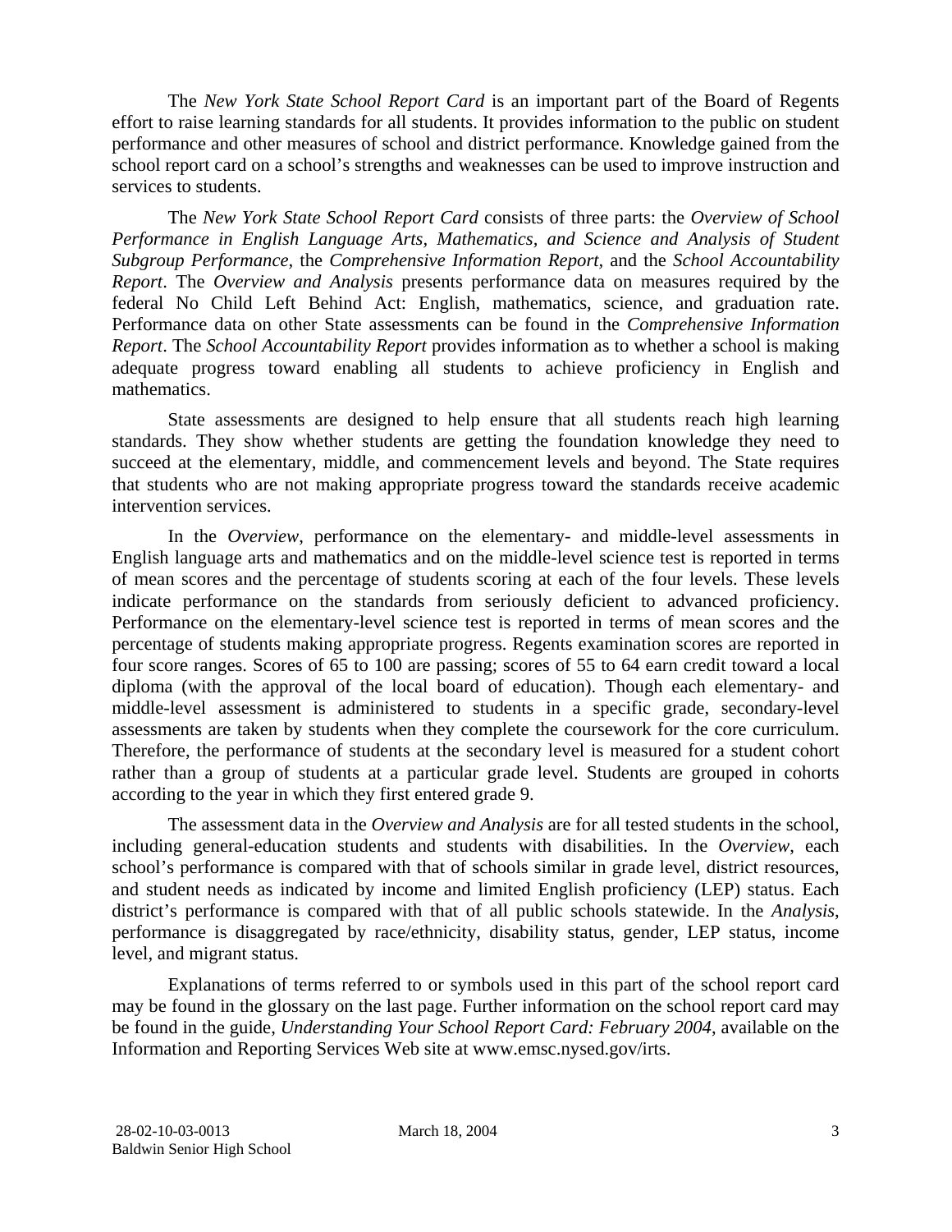The *New York State School Report Card* is an important part of the Board of Regents effort to raise learning standards for all students. It provides information to the public on student performance and other measures of school and district performance. Knowledge gained from the school report card on a school's strengths and weaknesses can be used to improve instruction and services to students.

The *New York State School Report Card* consists of three parts: the *Overview of School Performance in English Language Arts, Mathematics, and Science and Analysis of Student Subgroup Performance,* the *Comprehensive Information Report,* and the *School Accountability Report*. The *Overview and Analysis* presents performance data on measures required by the federal No Child Left Behind Act: English, mathematics, science, and graduation rate. Performance data on other State assessments can be found in the *Comprehensive Information Report*. The *School Accountability Report* provides information as to whether a school is making adequate progress toward enabling all students to achieve proficiency in English and mathematics.

State assessments are designed to help ensure that all students reach high learning standards. They show whether students are getting the foundation knowledge they need to succeed at the elementary, middle, and commencement levels and beyond. The State requires that students who are not making appropriate progress toward the standards receive academic intervention services.

In the *Overview*, performance on the elementary- and middle-level assessments in English language arts and mathematics and on the middle-level science test is reported in terms of mean scores and the percentage of students scoring at each of the four levels. These levels indicate performance on the standards from seriously deficient to advanced proficiency. Performance on the elementary-level science test is reported in terms of mean scores and the percentage of students making appropriate progress. Regents examination scores are reported in four score ranges. Scores of 65 to 100 are passing; scores of 55 to 64 earn credit toward a local diploma (with the approval of the local board of education). Though each elementary- and middle-level assessment is administered to students in a specific grade, secondary-level assessments are taken by students when they complete the coursework for the core curriculum. Therefore, the performance of students at the secondary level is measured for a student cohort rather than a group of students at a particular grade level. Students are grouped in cohorts according to the year in which they first entered grade 9.

The assessment data in the *Overview and Analysis* are for all tested students in the school, including general-education students and students with disabilities. In the *Overview*, each school's performance is compared with that of schools similar in grade level, district resources, and student needs as indicated by income and limited English proficiency (LEP) status. Each district's performance is compared with that of all public schools statewide. In the *Analysis*, performance is disaggregated by race/ethnicity, disability status, gender, LEP status, income level, and migrant status.

Explanations of terms referred to or symbols used in this part of the school report card may be found in the glossary on the last page. Further information on the school report card may be found in the guide, *Understanding Your School Report Card: February 2004*, available on the Information and Reporting Services Web site at www.emsc.nysed.gov/irts.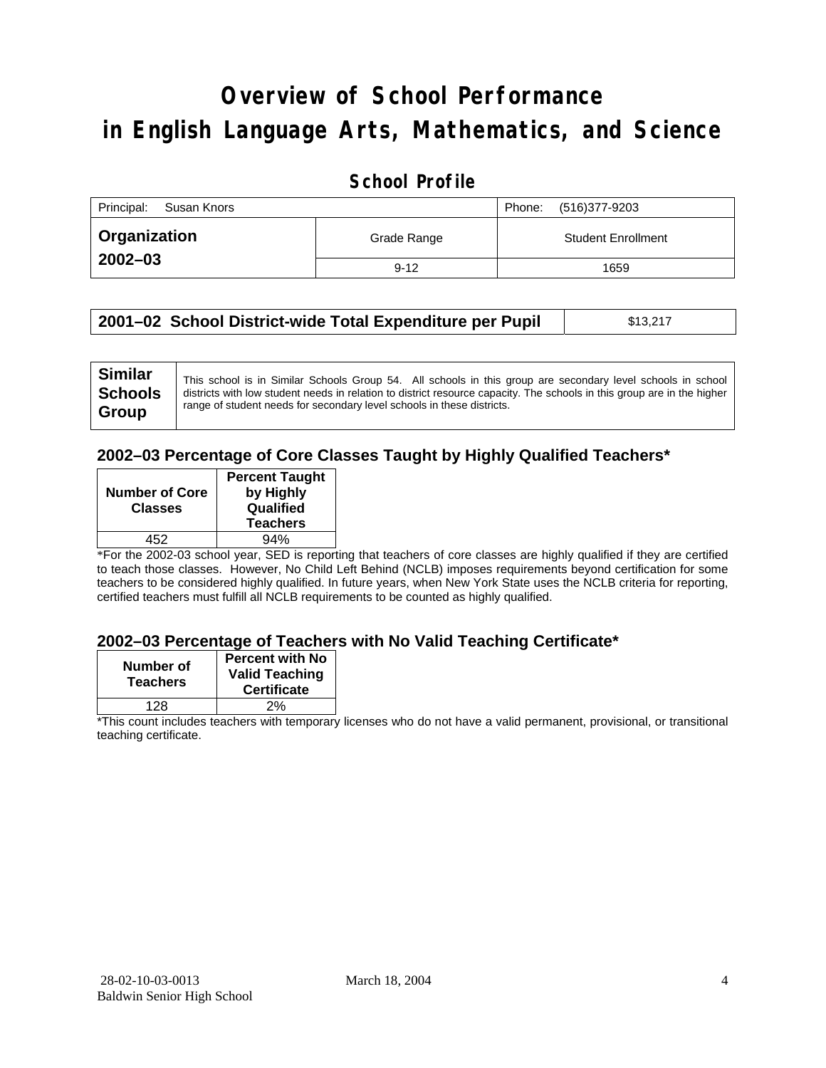# Overview of School Performance in English Language Arts, Mathematics, and Science

## School Profile

| Principal: Susan Knors | | Phone: (516)377-9203 |
|---|---|---|
| **Organization 2002–03** | Grade Range | Student Enrollment |
| | 9-12 | 1659 |

| **2001–02 School District-wide Total Expenditure per Pupil** | $13,217 |
|---|---|

| **Similar Schools Group** | This school is in Similar Schools Group 54. All schools in this group are secondary level schools in school districts with low student needs in relation to district resource capacity. The schools in this group are in the higher range of student needs for secondary level schools in these districts. |
|---|---|

### 2002–03 Percentage of Core Classes Taught by Highly Qualified Teachers*

| Number of Core Classes | Percent Taught by Highly Qualified Teachers |
|---|---|
| 452 | 94% |

*For the 2002-03 school year, SED is reporting that teachers of core classes are highly qualified if they are certified to teach those classes. However, No Child Left Behind (NCLB) imposes requirements beyond certification for some teachers to be considered highly qualified. In future years, when New York State uses the NCLB criteria for reporting, certified teachers must fulfill all NCLB requirements to be counted as highly qualified.

### 2002–03 Percentage of Teachers with No Valid Teaching Certificate*

| Number of Teachers | Percent with No Valid Teaching Certificate |
|---|---|
| 128 | 2% |

*This count includes teachers with temporary licenses who do not have a valid permanent, provisional, or transitional teaching certificate.

28-02-10-03-0013 March 18, 2004
Baldwin Senior High School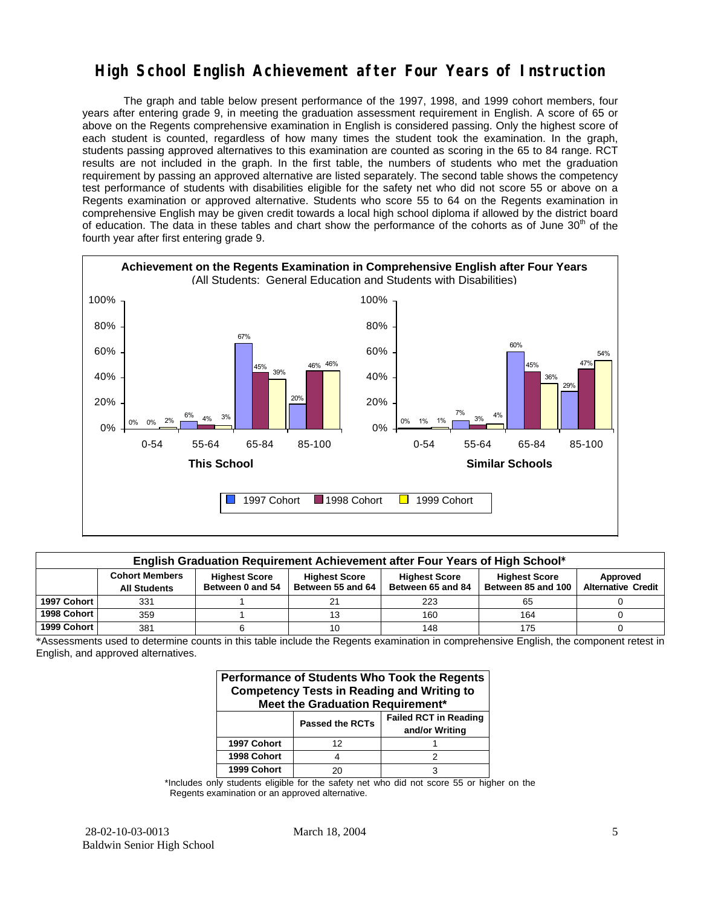# High School English Achievement after Four Years of Instruction

The graph and table below present performance of the 1997, 1998, and 1999 cohort members, four years after entering grade 9, in meeting the graduation assessment requirement in English. A score of 65 or above on the Regents comprehensive examination in English is considered passing. Only the highest score of each student is counted, regardless of how many times the student took the examination. In the graph, students passing approved alternatives to this examination are counted as scoring in the 65 to 84 range. RCT results are not included in the graph. In the first table, the numbers of students who met the graduation requirement by passing an approved alternative are listed separately. The second table shows the competency test performance of students with disabilities eligible for the safety net who did not score 55 or above on a Regents examination or approved alternative. Students who score 55 to 64 on the Regents examination in comprehensive English may be given credit towards a local high school diploma if allowed by the district board of education. The data in these tables and chart show the performance of the cohorts as of June 30th of the fourth year after first entering grade 9.

**Achievement on the Regents Examination in Comprehensive English after Four Years**
(All Students: General Education and Students with Disabilities)

**This School**

| Score Range | 1997 Cohort | 1998 Cohort | 1999 Cohort |
|---|---|---|---|
| 0-54 | 0% | 0% | 2% |
| 55-64 | 6% | 4% | 3% |
| 65-84 | 67% | 45% | 39% |
| 85-100 | 20% | 46% | 46% |

**Similar Schools**

| Score Range | 1997 Cohort | 1998 Cohort | 1999 Cohort |
|---|---|---|---|
| 0-54 | 0% | 1% | 1% |
| 55-64 | 7% | 3% | 4% |
| 65-84 | 60% | 45% | 36% |
| 85-100 | 29% | 47% | 54% |

**English Graduation Requirement Achievement after Four Years of High School***

| | Cohort Members All Students | Highest Score Between 0 and 54 | Highest Score Between 55 and 64 | Highest Score Between 65 and 84 | Highest Score Between 85 and 100 | Approved Alternative Credit |
|---|---|---|---|---|---|---|
| 1997 Cohort | 331 | 1 | 21 | 223 | 65 | 0 |
| 1998 Cohort | 359 | 1 | 13 | 160 | 164 | 0 |
| 1999 Cohort | 381 | 6 | 10 | 148 | 175 | 0 |

*Assessments used to determine counts in this table include the Regents examination in comprehensive English, the component retest in English, and approved alternatives.

**Performance of Students Who Took the Regents Competency Tests in Reading and Writing to Meet the Graduation Requirement***

| | Passed the RCTs | Failed RCT in Reading and/or Writing |
|---|---|---|
| 1997 Cohort | 12 | 1 |
| 1998 Cohort | 4 | 2 |
| 1999 Cohort | 20 | 3 |

*Includes only students eligible for the safety net who did not score 55 or higher on the Regents examination or an approved alternative.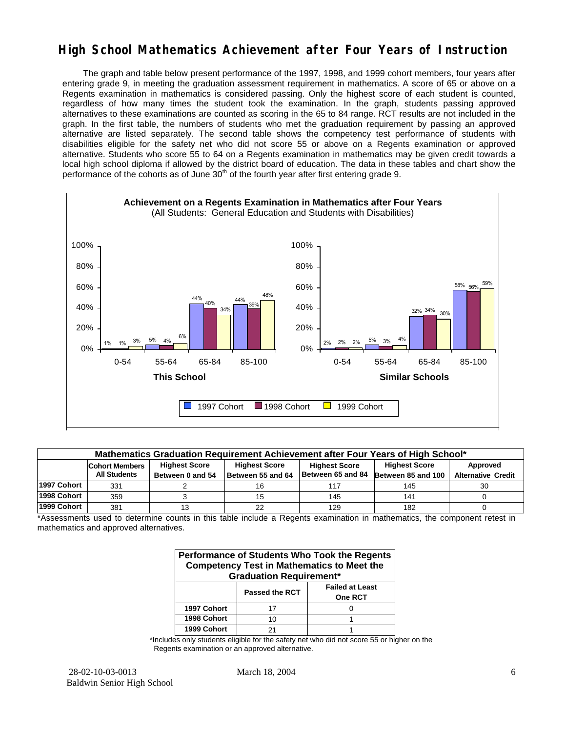# High School Mathematics Achievement after Four Years of Instruction

The graph and table below present performance of the 1997, 1998, and 1999 cohort members, four years after entering grade 9, in meeting the graduation assessment requirement in mathematics. A score of 65 or above on a Regents examination in mathematics is considered passing. Only the highest score of each student is counted, regardless of how many times the student took the examination. In the graph, students passing approved alternatives to these examinations are counted as scoring in the 65 to 84 range. RCT results are not included in the graph. In the first table, the numbers of students who met the graduation requirement by passing an approved alternative are listed separately. The second table shows the competency test performance of students with disabilities eligible for the safety net who did not score 55 or above on a Regents examination or approved alternative. Students who score 55 to 64 on a Regents examination in mathematics may be given credit towards a local high school diploma if allowed by the district board of education. The data in these tables and chart show the performance of the cohorts as of June 30th of the fourth year after first entering grade 9.

**Achievement on a Regents Examination in Mathematics after Four Years**
(All Students: General Education and Students with Disabilities)

**This School**

| Score | 1997 Cohort | 1998 Cohort | 1999 Cohort |
|---|---|---|---|
| 0-54 | 1% | 1% | 3% |
| 55-64 | 5% | 4% | 6% |
| 65-84 | 44% | 40% | 34% |
| 85-100 | 44% | 39% | 48% |

**Similar Schools**

| Score | 1997 Cohort | 1998 Cohort | 1999 Cohort |
|---|---|---|---|
| 0-54 | 2% | 2% | 2% |
| 55-64 | 5% | 3% | 4% |
| 65-84 | 32% | 34% | 30% |
| 85-100 | 58% | 56% | 59% |

**Mathematics Graduation Requirement Achievement after Four Years of High School***

| | Cohort Members All Students | Highest Score Between 0 and 54 | Highest Score Between 55 and 64 | Highest Score Between 65 and 84 | Highest Score Between 85 and 100 | Approved Alternative Credit |
|---|---|---|---|---|---|---|
| 1997 Cohort | 331 | 2 | 16 | 117 | 145 | 30 |
| 1998 Cohort | 359 | 3 | 15 | 145 | 141 | 0 |
| 1999 Cohort | 381 | 13 | 22 | 129 | 182 | 0 |

*Assessments used to determine counts in this table include a Regents examination in mathematics, the component retest in mathematics and approved alternatives.

**Performance of Students Who Took the Regents Competency Test in Mathematics to Meet the Graduation Requirement***

| | Passed the RCT | Failed at Least One RCT |
|---|---|---|
| 1997 Cohort | 17 | 0 |
| 1998 Cohort | 10 | 1 |
| 1999 Cohort | 21 | 1 |

*Includes only students eligible for the safety net who did not score 55 or higher on the Regents examination or an approved alternative.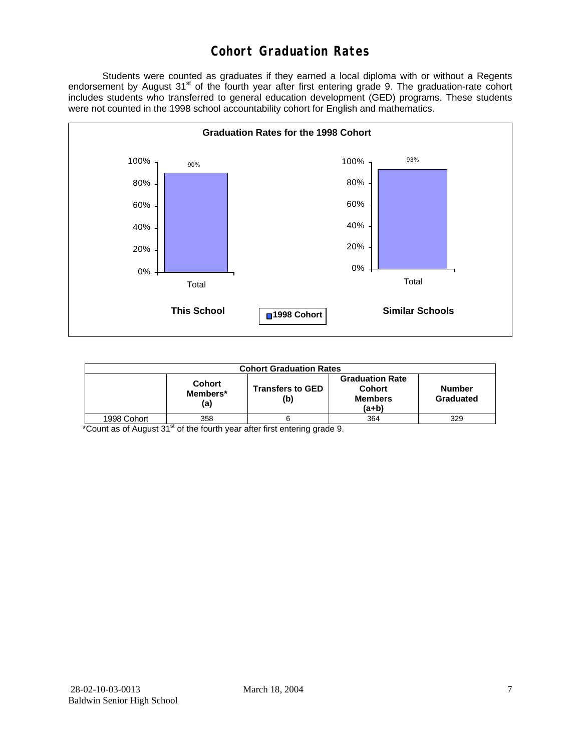# Cohort Graduation Rates

Students were counted as graduates if they earned a local diploma with or without a Regents endorsement by August 31st of the fourth year after first entering grade 9. The graduation-rate cohort includes students who transferred to general education development (GED) programs. These students were not counted in the 1998 school accountability cohort for English and mathematics.

**Graduation Rates for the 1998 Cohort**

| | This School | Similar Schools |
|---|---|---|
| Total (1998 Cohort) | 90% | 93% |

| Cohort Graduation Rates | | | | |
|---|---|---|---|---|
| | Cohort Members* (a) | Transfers to GED (b) | Graduation Rate Cohort Members (a+b) | Number Graduated |
| 1998 Cohort | 358 | 6 | 364 | 329 |

*Count as of August 31st of the fourth year after first entering grade 9.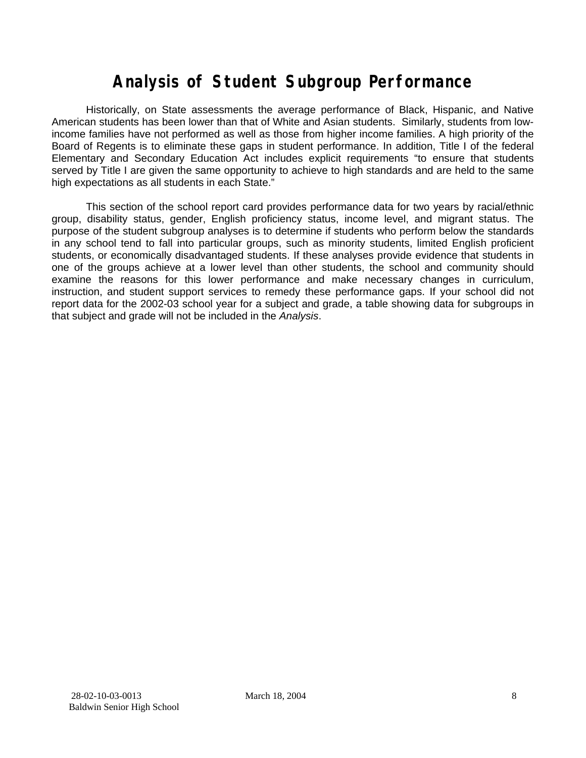# Analysis of Student Subgroup Performance

Historically, on State assessments the average performance of Black, Hispanic, and Native American students has been lower than that of White and Asian students. Similarly, students from low-income families have not performed as well as those from higher income families. A high priority of the Board of Regents is to eliminate these gaps in student performance. In addition, Title I of the federal Elementary and Secondary Education Act includes explicit requirements "to ensure that students served by Title I are given the same opportunity to achieve to high standards and are held to the same high expectations as all students in each State."

This section of the school report card provides performance data for two years by racial/ethnic group, disability status, gender, English proficiency status, income level, and migrant status. The purpose of the student subgroup analyses is to determine if students who perform below the standards in any school tend to fall into particular groups, such as minority students, limited English proficient students, or economically disadvantaged students. If these analyses provide evidence that students in one of the groups achieve at a lower level than other students, the school and community should examine the reasons for this lower performance and make necessary changes in curriculum, instruction, and student support services to remedy these performance gaps. If your school did not report data for the 2002-03 school year for a subject and grade, a table showing data for subgroups in that subject and grade will not be included in the *Analysis*.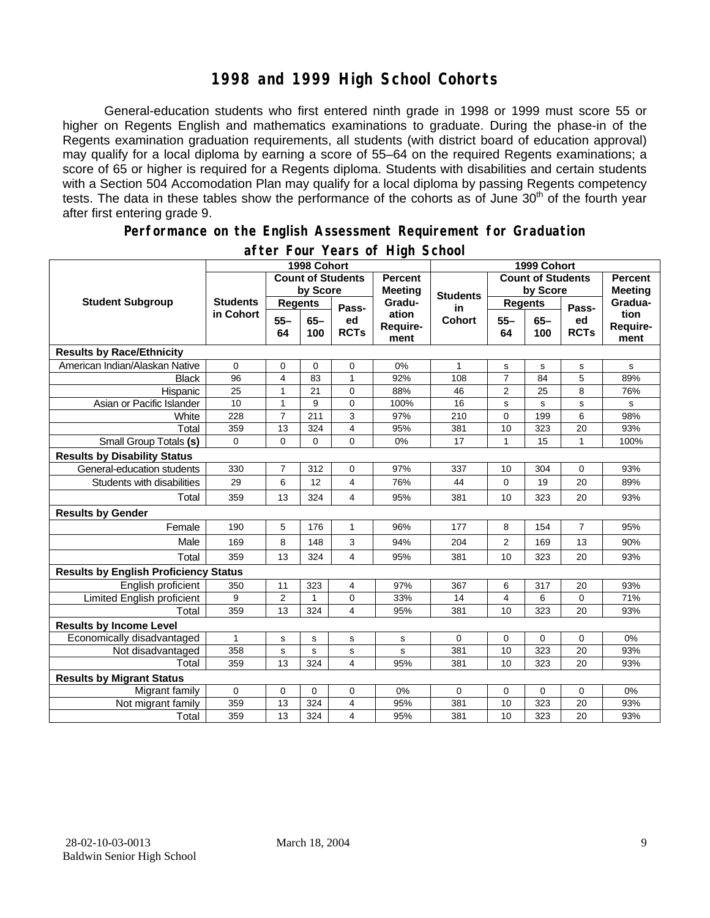# 1998 and 1999 High School Cohorts

General-education students who first entered ninth grade in 1998 or 1999 must score 55 or higher on Regents English and mathematics examinations to graduate. During the phase-in of the Regents examination graduation requirements, all students (with district board of education approval) may qualify for a local diploma by earning a score of 55–64 on the required Regents examinations; a score of 65 or higher is required for a Regents diploma. Students with disabilities and certain students with a Section 504 Accomodation Plan may qualify for a local diploma by passing Regents competency tests. The data in these tables show the performance of the cohorts as of June 30th of the fourth year after first entering grade 9.

## Performance on the English Assessment Requirement for Graduation after Four Years of High School

| Student Subgroup | 1998 Cohort | | | | | 1999 Cohort | | | | |
|---|---|---|---|---|---|---|---|---|---|---|
| | Students in Cohort | Count of Students by Score | | | Percent Meeting Graduation Requirement | Students in Cohort | Count of Students by Score | | | Percent Meeting Graduation Requirement |
| | | Regents 55–64 | Regents 65–100 | Passed RCTs | | | Regents 55–64 | Regents 65–100 | Passed RCTs | |
| **Results by Race/Ethnicity** | | | | | | | | | | |
| American Indian/Alaskan Native | 0 | 0 | 0 | 0 | 0% | 1 | s | s | s | s |
| Black | 96 | 4 | 83 | 1 | 92% | 108 | 7 | 84 | 5 | 89% |
| Hispanic | 25 | 1 | 21 | 0 | 88% | 46 | 2 | 25 | 8 | 76% |
| Asian or Pacific Islander | 10 | 1 | 9 | 0 | 100% | 16 | s | s | s | s |
| White | 228 | 7 | 211 | 3 | 97% | 210 | 0 | 199 | 6 | 98% |
| Total | 359 | 13 | 324 | 4 | 95% | 381 | 10 | 323 | 20 | 93% |
| Small Group Totals **(s)** | 0 | 0 | 0 | 0 | 0% | 17 | 1 | 15 | 1 | 100% |
| **Results by Disability Status** | | | | | | | | | | |
| General-education students | 330 | 7 | 312 | 0 | 97% | 337 | 10 | 304 | 0 | 93% |
| Students with disabilities | 29 | 6 | 12 | 4 | 76% | 44 | 0 | 19 | 20 | 89% |
| Total | 359 | 13 | 324 | 4 | 95% | 381 | 10 | 323 | 20 | 93% |
| **Results by Gender** | | | | | | | | | | |
| Female | 190 | 5 | 176 | 1 | 96% | 177 | 8 | 154 | 7 | 95% |
| Male | 169 | 8 | 148 | 3 | 94% | 204 | 2 | 169 | 13 | 90% |
| Total | 359 | 13 | 324 | 4 | 95% | 381 | 10 | 323 | 20 | 93% |
| **Results by English Proficiency Status** | | | | | | | | | | |
| English proficient | 350 | 11 | 323 | 4 | 97% | 367 | 6 | 317 | 20 | 93% |
| Limited English proficient | 9 | 2 | 1 | 0 | 33% | 14 | 4 | 6 | 0 | 71% |
| Total | 359 | 13 | 324 | 4 | 95% | 381 | 10 | 323 | 20 | 93% |
| **Results by Income Level** | | | | | | | | | | |
| Economically disadvantaged | 1 | s | s | s | s | 0 | 0 | 0 | 0 | 0% |
| Not disadvantaged | 358 | s | s | s | s | 381 | 10 | 323 | 20 | 93% |
| Total | 359 | 13 | 324 | 4 | 95% | 381 | 10 | 323 | 20 | 93% |
| **Results by Migrant Status** | | | | | | | | | | |
| Migrant family | 0 | 0 | 0 | 0 | 0% | 0 | 0 | 0 | 0 | 0% |
| Not migrant family | 359 | 13 | 324 | 4 | 95% | 381 | 10 | 323 | 20 | 93% |
| Total | 359 | 13 | 324 | 4 | 95% | 381 | 10 | 323 | 20 | 93% |

28-02-10-03-0013 March 18, 2004
Baldwin Senior High School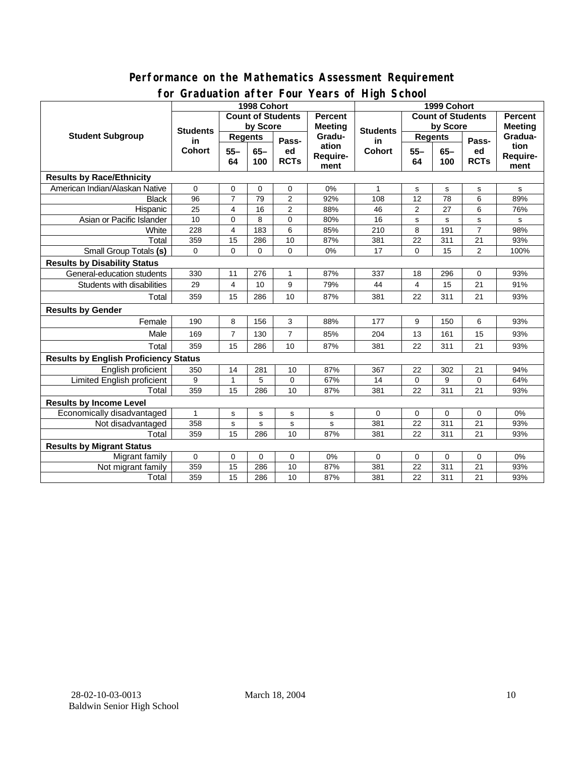## Performance on the Mathematics Assessment Requirement for Graduation after Four Years of High School

| Student Subgroup | 1998 Cohort | | | | | 1999 Cohort | | | | |
|---|---|---|---|---|---|---|---|---|---|---|
| | Students in Cohort | Count of Students by Score | | | Percent Meeting Graduation Requirement | Students in Cohort | Count of Students by Score | | | Percent Meeting Graduation Requirement |
| | | Regents | | Passed RCTs | | | Regents | | Passed RCTs | |
| | | 55–64 | 65–100 | | | | 55–64 | 65–100 | | |
| **Results by Race/Ethnicity** | | | | | | | | | | |
| American Indian/Alaskan Native | 0 | 0 | 0 | 0 | 0% | 1 | s | s | s | s |
| Black | 96 | 7 | 79 | 2 | 92% | 108 | 12 | 78 | 6 | 89% |
| Hispanic | 25 | 4 | 16 | 2 | 88% | 46 | 2 | 27 | 6 | 76% |
| Asian or Pacific Islander | 10 | 0 | 8 | 0 | 80% | 16 | s | s | s | s |
| White | 228 | 4 | 183 | 6 | 85% | 210 | 8 | 191 | 7 | 98% |
| Total | 359 | 15 | 286 | 10 | 87% | 381 | 22 | 311 | 21 | 93% |
| Small Group Totals **(s)** | 0 | 0 | 0 | 0 | 0% | 17 | 0 | 15 | 2 | 100% |
| **Results by Disability Status** | | | | | | | | | | |
| General-education students | 330 | 11 | 276 | 1 | 87% | 337 | 18 | 296 | 0 | 93% |
| Students with disabilities | 29 | 4 | 10 | 9 | 79% | 44 | 4 | 15 | 21 | 91% |
| Total | 359 | 15 | 286 | 10 | 87% | 381 | 22 | 311 | 21 | 93% |
| **Results by Gender** | | | | | | | | | | |
| Female | 190 | 8 | 156 | 3 | 88% | 177 | 9 | 150 | 6 | 93% |
| Male | 169 | 7 | 130 | 7 | 85% | 204 | 13 | 161 | 15 | 93% |
| Total | 359 | 15 | 286 | 10 | 87% | 381 | 22 | 311 | 21 | 93% |
| **Results by English Proficiency Status** | | | | | | | | | | |
| English proficient | 350 | 14 | 281 | 10 | 87% | 367 | 22 | 302 | 21 | 94% |
| Limited English proficient | 9 | 1 | 5 | 0 | 67% | 14 | 0 | 9 | 0 | 64% |
| Total | 359 | 15 | 286 | 10 | 87% | 381 | 22 | 311 | 21 | 93% |
| **Results by Income Level** | | | | | | | | | | |
| Economically disadvantaged | 1 | s | s | s | s | 0 | 0 | 0 | 0 | 0% |
| Not disadvantaged | 358 | s | s | s | s | 381 | 22 | 311 | 21 | 93% |
| Total | 359 | 15 | 286 | 10 | 87% | 381 | 22 | 311 | 21 | 93% |
| **Results by Migrant Status** | | | | | | | | | | |
| Migrant family | 0 | 0 | 0 | 0 | 0% | 0 | 0 | 0 | 0 | 0% |
| Not migrant family | 359 | 15 | 286 | 10 | 87% | 381 | 22 | 311 | 21 | 93% |
| Total | 359 | 15 | 286 | 10 | 87% | 381 | 22 | 311 | 21 | 93% |

28-02-10-03-0013
Baldwin Senior High School

March 18, 2004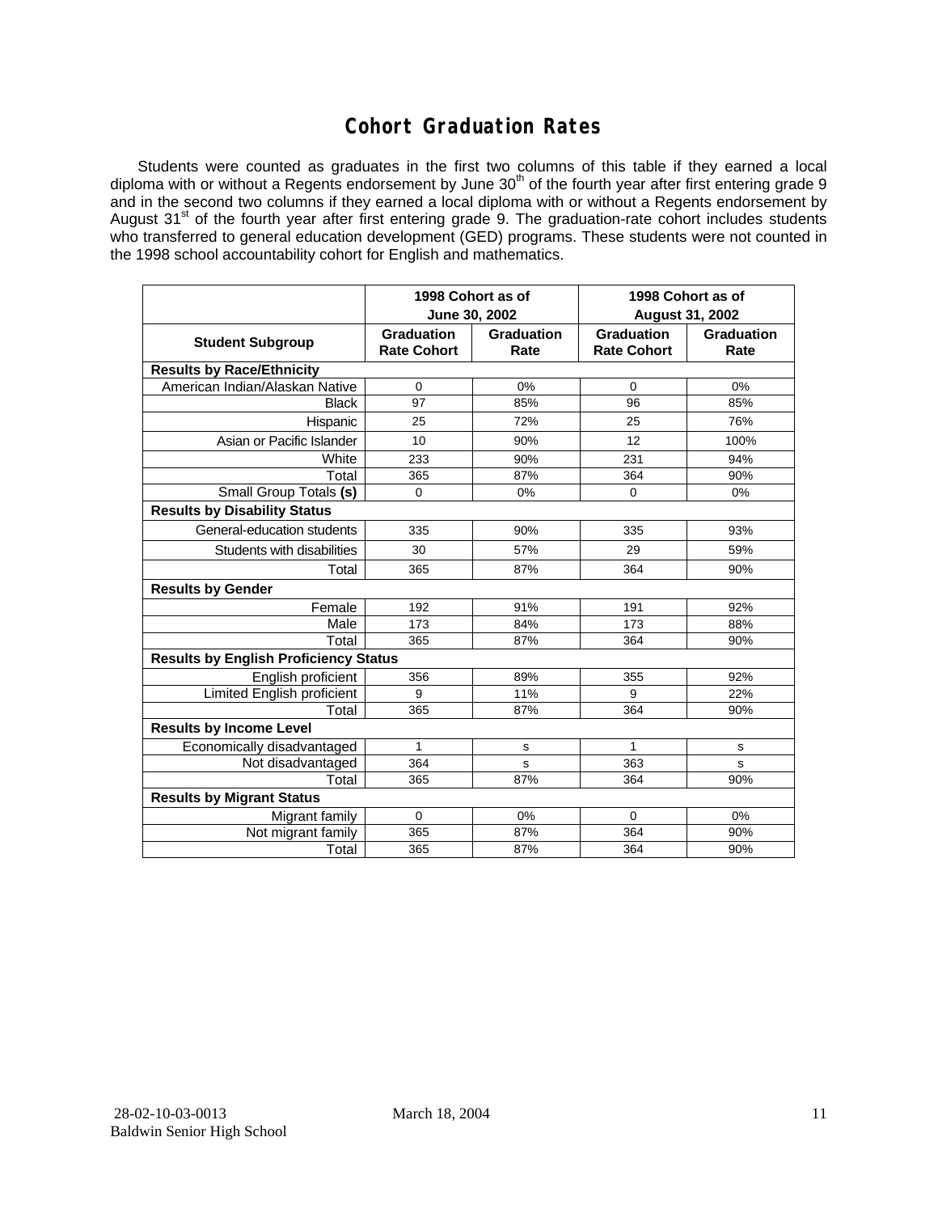# Cohort Graduation Rates

Students were counted as graduates in the first two columns of this table if they earned a local diploma with or without a Regents endorsement by June 30th of the fourth year after first entering grade 9 and in the second two columns if they earned a local diploma with or without a Regents endorsement by August 31st of the fourth year after first entering grade 9. The graduation-rate cohort includes students who transferred to general education development (GED) programs. These students were not counted in the 1998 school accountability cohort for English and mathematics.

| | 1998 Cohort as of June 30, 2002 | | 1998 Cohort as of August 31, 2002 | |
|---|---|---|---|---|
| **Student Subgroup** | **Graduation Rate Cohort** | **Graduation Rate** | **Graduation Rate Cohort** | **Graduation Rate** |
| **Results by Race/Ethnicity** | | | | |
| American Indian/Alaskan Native | 0 | 0% | 0 | 0% |
| Black | 97 | 85% | 96 | 85% |
| Hispanic | 25 | 72% | 25 | 76% |
| Asian or Pacific Islander | 10 | 90% | 12 | 100% |
| White | 233 | 90% | 231 | 94% |
| Total | 365 | 87% | 364 | 90% |
| Small Group Totals **(s)** | 0 | 0% | 0 | 0% |
| **Results by Disability Status** | | | | |
| General-education students | 335 | 90% | 335 | 93% |
| Students with disabilities | 30 | 57% | 29 | 59% |
| Total | 365 | 87% | 364 | 90% |
| **Results by Gender** | | | | |
| Female | 192 | 91% | 191 | 92% |
| Male | 173 | 84% | 173 | 88% |
| Total | 365 | 87% | 364 | 90% |
| **Results by English Proficiency Status** | | | | |
| English proficient | 356 | 89% | 355 | 92% |
| Limited English proficient | 9 | 11% | 9 | 22% |
| Total | 365 | 87% | 364 | 90% |
| **Results by Income Level** | | | | |
| Economically disadvantaged | 1 | s | 1 | s |
| Not disadvantaged | 364 | s | 363 | s |
| Total | 365 | 87% | 364 | 90% |
| **Results by Migrant Status** | | | | |
| Migrant family | 0 | 0% | 0 | 0% |
| Not migrant family | 365 | 87% | 364 | 90% |
| Total | 365 | 87% | 364 | 90% |

28-02-10-03-0013 March 18, 2004
Baldwin Senior High School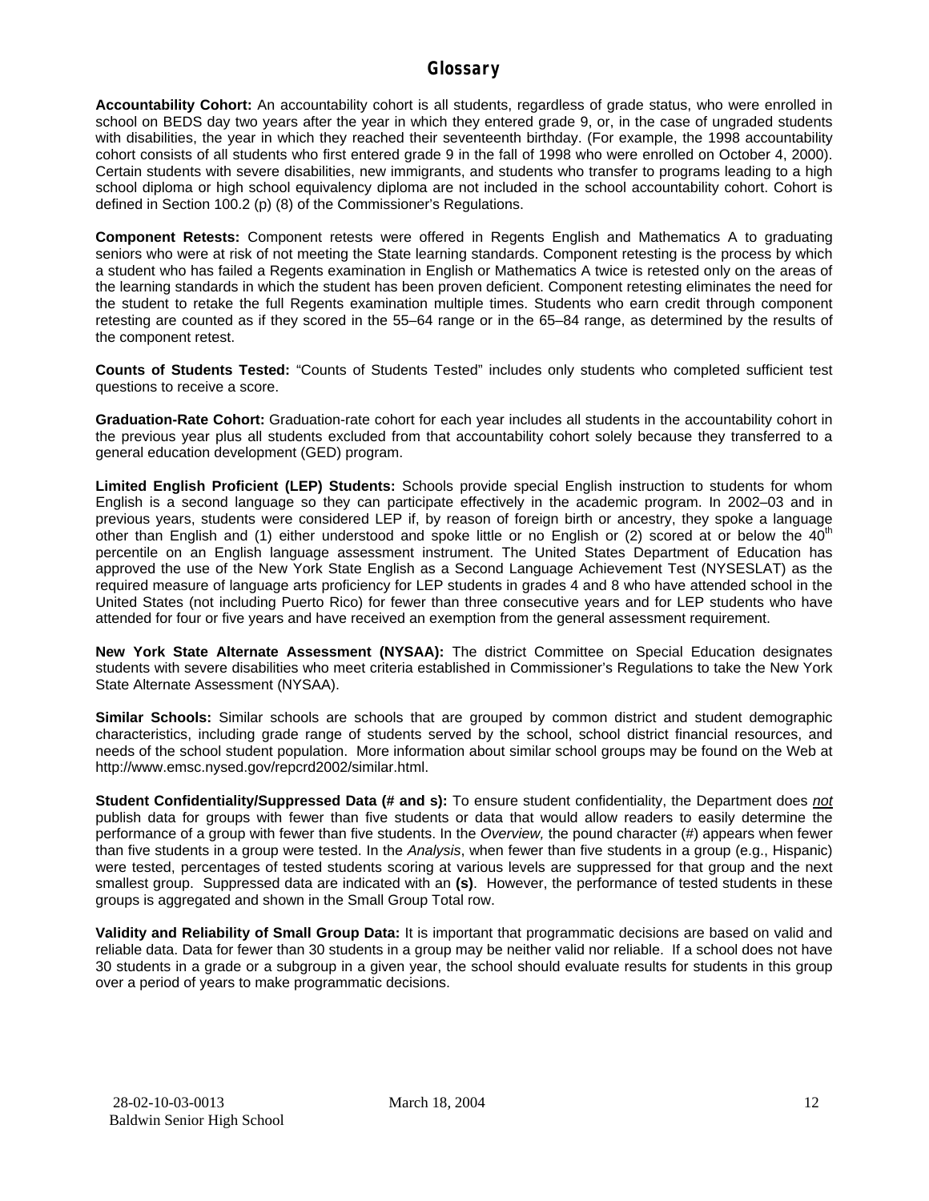# Glossary

**Accountability Cohort:** An accountability cohort is all students, regardless of grade status, who were enrolled in school on BEDS day two years after the year in which they entered grade 9, or, in the case of ungraded students with disabilities, the year in which they reached their seventeenth birthday. (For example, the 1998 accountability cohort consists of all students who first entered grade 9 in the fall of 1998 who were enrolled on October 4, 2000). Certain students with severe disabilities, new immigrants, and students who transfer to programs leading to a high school diploma or high school equivalency diploma are not included in the school accountability cohort. Cohort is defined in Section 100.2 (p) (8) of the Commissioner's Regulations.

**Component Retests:** Component retests were offered in Regents English and Mathematics A to graduating seniors who were at risk of not meeting the State learning standards. Component retesting is the process by which a student who has failed a Regents examination in English or Mathematics A twice is retested only on the areas of the learning standards in which the student has been proven deficient. Component retesting eliminates the need for the student to retake the full Regents examination multiple times. Students who earn credit through component retesting are counted as if they scored in the 55–64 range or in the 65–84 range, as determined by the results of the component retest.

**Counts of Students Tested:** "Counts of Students Tested" includes only students who completed sufficient test questions to receive a score.

**Graduation-Rate Cohort:** Graduation-rate cohort for each year includes all students in the accountability cohort in the previous year plus all students excluded from that accountability cohort solely because they transferred to a general education development (GED) program.

**Limited English Proficient (LEP) Students:** Schools provide special English instruction to students for whom English is a second language so they can participate effectively in the academic program. In 2002–03 and in previous years, students were considered LEP if, by reason of foreign birth or ancestry, they spoke a language other than English and (1) either understood and spoke little or no English or (2) scored at or below the 40th percentile on an English language assessment instrument. The United States Department of Education has approved the use of the New York State English as a Second Language Achievement Test (NYSESLAT) as the required measure of language arts proficiency for LEP students in grades 4 and 8 who have attended school in the United States (not including Puerto Rico) for fewer than three consecutive years and for LEP students who have attended for four or five years and have received an exemption from the general assessment requirement.

**New York State Alternate Assessment (NYSAA):** The district Committee on Special Education designates students with severe disabilities who meet criteria established in Commissioner's Regulations to take the New York State Alternate Assessment (NYSAA).

**Similar Schools:** Similar schools are schools that are grouped by common district and student demographic characteristics, including grade range of students served by the school, school district financial resources, and needs of the school student population. More information about similar school groups may be found on the Web at http://www.emsc.nysed.gov/repcrd2002/similar.html.

**Student Confidentiality/Suppressed Data (# and s):** To ensure student confidentiality, the Department does *not* publish data for groups with fewer than five students or data that would allow readers to easily determine the performance of a group with fewer than five students. In the *Overview,* the pound character (#) appears when fewer than five students in a group were tested. In the *Analysis*, when fewer than five students in a group (e.g., Hispanic) were tested, percentages of tested students scoring at various levels are suppressed for that group and the next smallest group. Suppressed data are indicated with an **(s)**. However, the performance of tested students in these groups is aggregated and shown in the Small Group Total row.

**Validity and Reliability of Small Group Data:** It is important that programmatic decisions are based on valid and reliable data. Data for fewer than 30 students in a group may be neither valid nor reliable. If a school does not have 30 students in a grade or a subgroup in a given year, the school should evaluate results for students in this group over a period of years to make programmatic decisions.